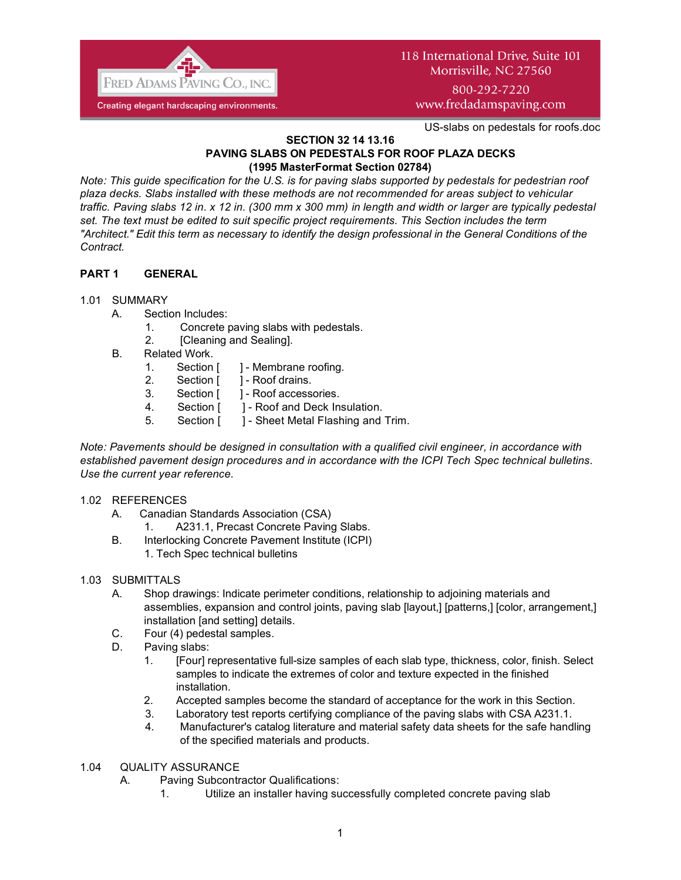Fred Adams Paving Co., Inc.

Creating elegant hardscaping environments.

118 International Drive, Suite 101
Morrisville, NC 27560
800-292-7220
www.fredadamspaving.com

US-slabs on pedestals for roofs.doc

# SECTION 32 14 13.16
# PAVING SLABS ON PEDESTALS FOR ROOF PLAZA DECKS
# (1995 MasterFormat Section 02784)

*Note: This guide specification for the U.S. is for paving slabs supported by pedestals for pedestrian roof plaza decks. Slabs installed with these methods are not recommended for areas subject to vehicular traffic. Paving slabs 12 in. x 12 in. (300 mm x 300 mm) in length and width or larger are typically pedestal set. The text must be edited to suit specific project requirements. This Section includes the term "Architect." Edit this term as necessary to identify the design professional in the General Conditions of the Contract.*

## PART 1 GENERAL

### 1.01 SUMMARY

A. Section Includes:
   1. Concrete paving slabs with pedestals.
   2. [Cleaning and Sealing].

B. Related Work.
   1. Section [ ] - Membrane roofing.
   2. Section [ ] - Roof drains.
   3. Section [ ] - Roof accessories.
   4. Section [ ] - Roof and Deck Insulation.
   5. Section [ ] - Sheet Metal Flashing and Trim.

*Note: Pavements should be designed in consultation with a qualified civil engineer, in accordance with established pavement design procedures and in accordance with the ICPI Tech Spec technical bulletins. Use the current year reference.*

### 1.02 REFERENCES

A. Canadian Standards Association (CSA)
   1. A231.1, Precast Concrete Paving Slabs.

B. Interlocking Concrete Pavement Institute (ICPI)
   1. Tech Spec technical bulletins

### 1.03 SUBMITTALS

A. Shop drawings: Indicate perimeter conditions, relationship to adjoining materials and assemblies, expansion and control joints, paving slab [layout,] [patterns,] [color, arrangement,] installation [and setting] details.

C. Four (4) pedestal samples.

D. Paving slabs:
   1. [Four] representative full-size samples of each slab type, thickness, color, finish. Select samples to indicate the extremes of color and texture expected in the finished installation.
   2. Accepted samples become the standard of acceptance for the work in this Section.
   3. Laboratory test reports certifying compliance of the paving slabs with CSA A231.1.
   4. Manufacturer's catalog literature and material safety data sheets for the safe handling of the specified materials and products.

### 1.04 QUALITY ASSURANCE

A. Paving Subcontractor Qualifications:
   1. Utilize an installer having successfully completed concrete paving slab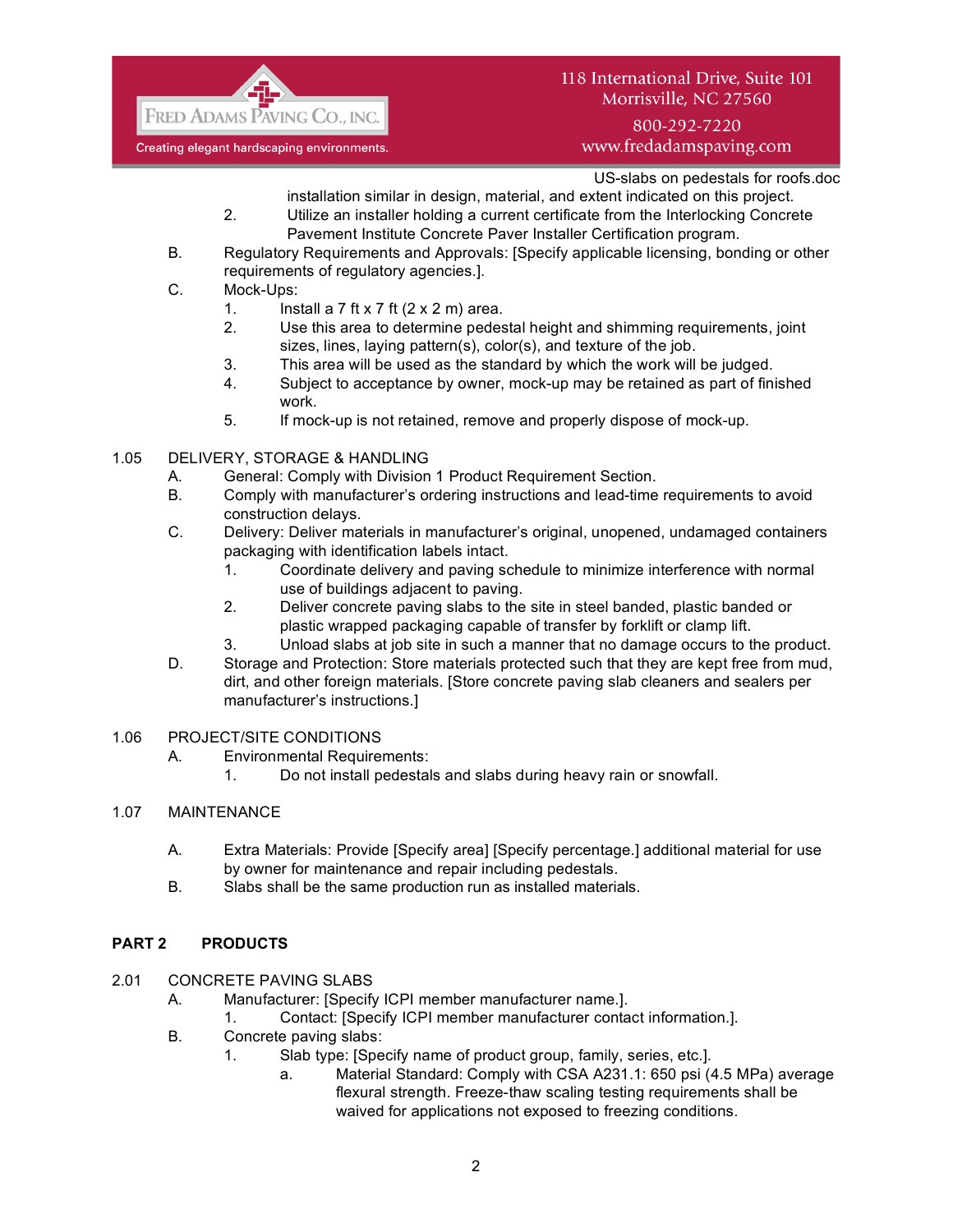installation similar in design, material, and extent indicated on this project.

2. Utilize an installer holding a current certificate from the Interlocking Concrete Pavement Institute Concrete Paver Installer Certification program.

B. Regulatory Requirements and Approvals: [Specify applicable licensing, bonding or other requirements of regulatory agencies.].

C. Mock-Ups:
   1. Install a 7 ft x 7 ft (2 x 2 m) area.
   2. Use this area to determine pedestal height and shimming requirements, joint sizes, lines, laying pattern(s), color(s), and texture of the job.
   3. This area will be used as the standard by which the work will be judged.
   4. Subject to acceptance by owner, mock-up may be retained as part of finished work.
   5. If mock-up is not retained, remove and properly dispose of mock-up.

1.05 DELIVERY, STORAGE & HANDLING

A. General: Comply with Division 1 Product Requirement Section.

B. Comply with manufacturer's ordering instructions and lead-time requirements to avoid construction delays.

C. Delivery: Deliver materials in manufacturer's original, unopened, undamaged containers packaging with identification labels intact.
   1. Coordinate delivery and paving schedule to minimize interference with normal use of buildings adjacent to paving.
   2. Deliver concrete paving slabs to the site in steel banded, plastic banded or plastic wrapped packaging capable of transfer by forklift or clamp lift.
   3. Unload slabs at job site in such a manner that no damage occurs to the product.

D. Storage and Protection: Store materials protected such that they are kept free from mud, dirt, and other foreign materials. [Store concrete paving slab cleaners and sealers per manufacturer's instructions.]

1.06 PROJECT/SITE CONDITIONS

A. Environmental Requirements:
   1. Do not install pedestals and slabs during heavy rain or snowfall.

1.07 MAINTENANCE

A. Extra Materials: Provide [Specify area] [Specify percentage.] additional material for use by owner for maintenance and repair including pedestals.

B. Slabs shall be the same production run as installed materials.

## PART 2 PRODUCTS

2.01 CONCRETE PAVING SLABS

A. Manufacturer: [Specify ICPI member manufacturer name.].
   1. Contact: [Specify ICPI member manufacturer contact information.].

B. Concrete paving slabs:
   1. Slab type: [Specify name of product group, family, series, etc.].
      a. Material Standard: Comply with CSA A231.1: 650 psi (4.5 MPa) average flexural strength. Freeze-thaw scaling testing requirements shall be waived for applications not exposed to freezing conditions.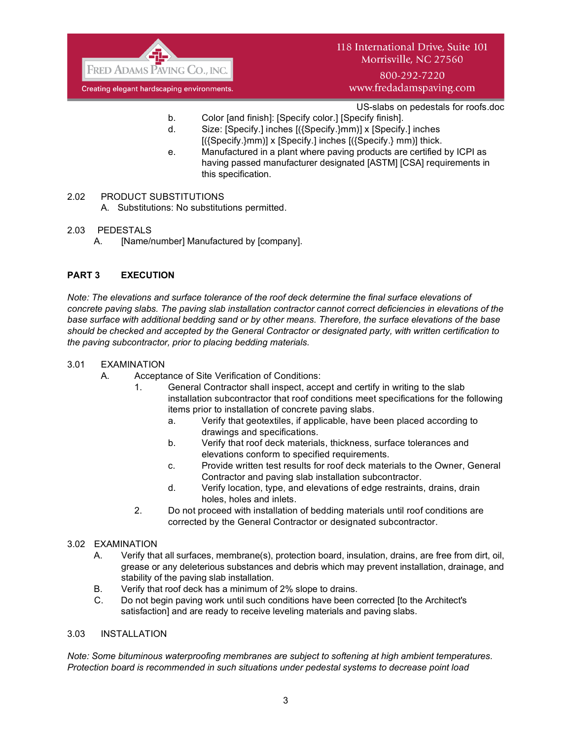b. Color [and finish]: [Specify color.] [Specify finish].

d. Size: [Specify.] inches [({Specify.}mm)] x [Specify.] inches [({Specify.}mm)] x [Specify.] inches [({Specify.} mm)] thick.

e. Manufactured in a plant where paving products are certified by ICPI as having passed manufacturer designated [ASTM] [CSA] requirements in this specification.

2.02 PRODUCT SUBSTITUTIONS

A. Substitutions: No substitutions permitted.

2.03 PEDESTALS

A. [Name/number] Manufactured by [company].

## PART 3 EXECUTION

*Note: The elevations and surface tolerance of the roof deck determine the final surface elevations of concrete paving slabs. The paving slab installation contractor cannot correct deficiencies in elevations of the base surface with additional bedding sand or by other means. Therefore, the surface elevations of the base should be checked and accepted by the General Contractor or designated party, with written certification to the paving subcontractor, prior to placing bedding materials.*

3.01 EXAMINATION

A. Acceptance of Site Verification of Conditions:

1. General Contractor shall inspect, accept and certify in writing to the slab installation subcontractor that roof conditions meet specifications for the following items prior to installation of concrete paving slabs.
   a. Verify that geotextiles, if applicable, have been placed according to drawings and specifications.
   b. Verify that roof deck materials, thickness, surface tolerances and elevations conform to specified requirements.
   c. Provide written test results for roof deck materials to the Owner, General Contractor and paving slab installation subcontractor.
   d. Verify location, type, and elevations of edge restraints, drains, drain holes, holes and inlets.
2. Do not proceed with installation of bedding materials until roof conditions are corrected by the General Contractor or designated subcontractor.

3.02 EXAMINATION

A. Verify that all surfaces, membrane(s), protection board, insulation, drains, are free from dirt, oil, grease or any deleterious substances and debris which may prevent installation, drainage, and stability of the paving slab installation.

B. Verify that roof deck has a minimum of 2% slope to drains.

C. Do not begin paving work until such conditions have been corrected [to the Architect's satisfaction] and are ready to receive leveling materials and paving slabs.

3.03 INSTALLATION

*Note: Some bituminous waterproofing membranes are subject to softening at high ambient temperatures. Protection board is recommended in such situations under pedestal systems to decrease point load*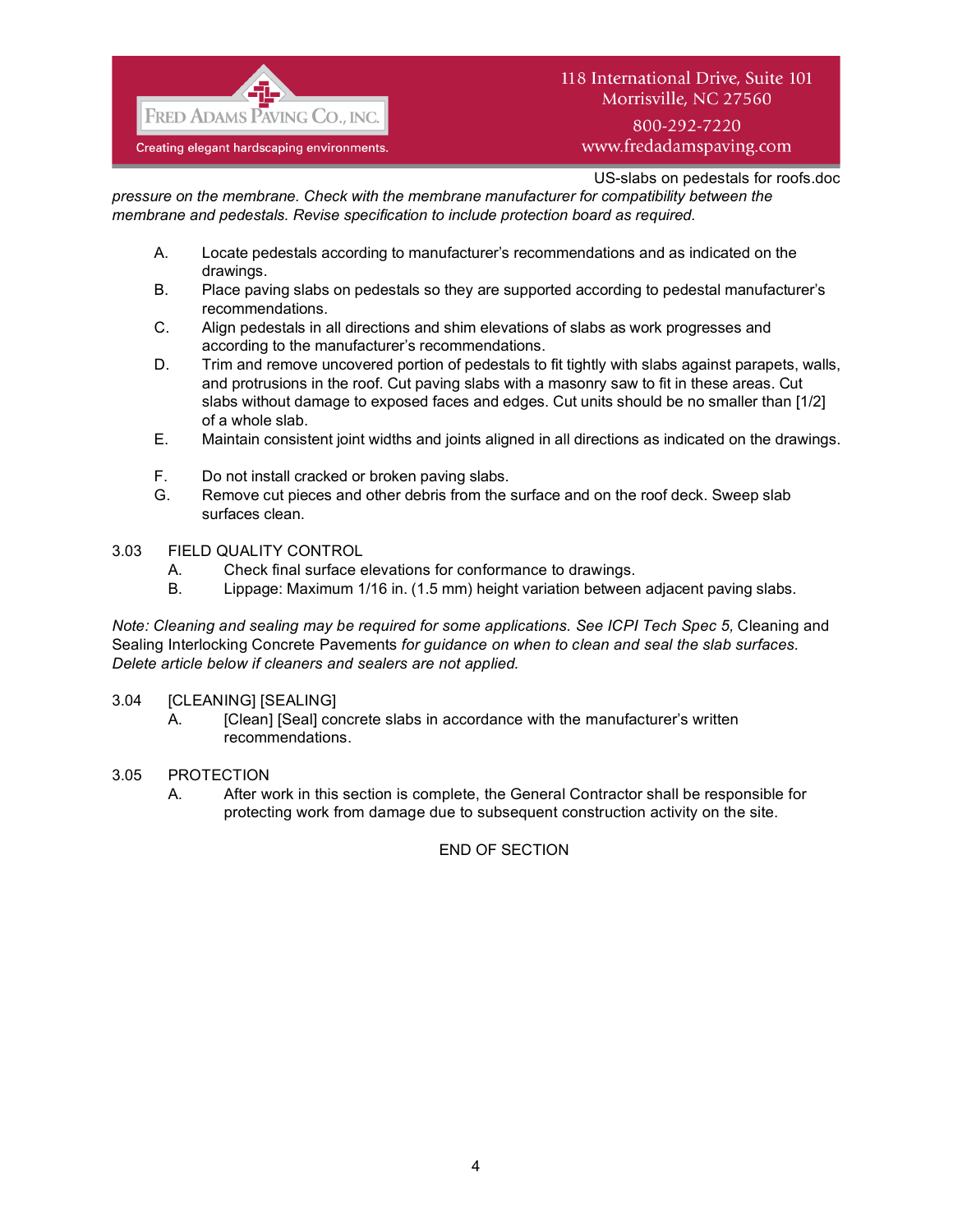*pressure on the membrane. Check with the membrane manufacturer for compatibility between the membrane and pedestals. Revise specification to include protection board as required.*

A. Locate pedestals according to manufacturer's recommendations and as indicated on the drawings.

B. Place paving slabs on pedestals so they are supported according to pedestal manufacturer's recommendations.

C. Align pedestals in all directions and shim elevations of slabs as work progresses and according to the manufacturer's recommendations.

D. Trim and remove uncovered portion of pedestals to fit tightly with slabs against parapets, walls, and protrusions in the roof. Cut paving slabs with a masonry saw to fit in these areas. Cut slabs without damage to exposed faces and edges. Cut units should be no smaller than [1/2] of a whole slab.

E. Maintain consistent joint widths and joints aligned in all directions as indicated on the drawings.

F. Do not install cracked or broken paving slabs.

G. Remove cut pieces and other debris from the surface and on the roof deck. Sweep slab surfaces clean.

3.03 FIELD QUALITY CONTROL

A. Check final surface elevations for conformance to drawings.

B. Lippage: Maximum 1/16 in. (1.5 mm) height variation between adjacent paving slabs.

*Note: Cleaning and sealing may be required for some applications. See ICPI Tech Spec 5,* Cleaning and Sealing Interlocking Concrete Pavements *for guidance on when to clean and seal the slab surfaces. Delete article below if cleaners and sealers are not applied.*

3.04 [CLEANING] [SEALING]

A. [Clean] [Seal] concrete slabs in accordance with the manufacturer's written recommendations.

3.05 PROTECTION

A. After work in this section is complete, the General Contractor shall be responsible for protecting work from damage due to subsequent construction activity on the site.

END OF SECTION